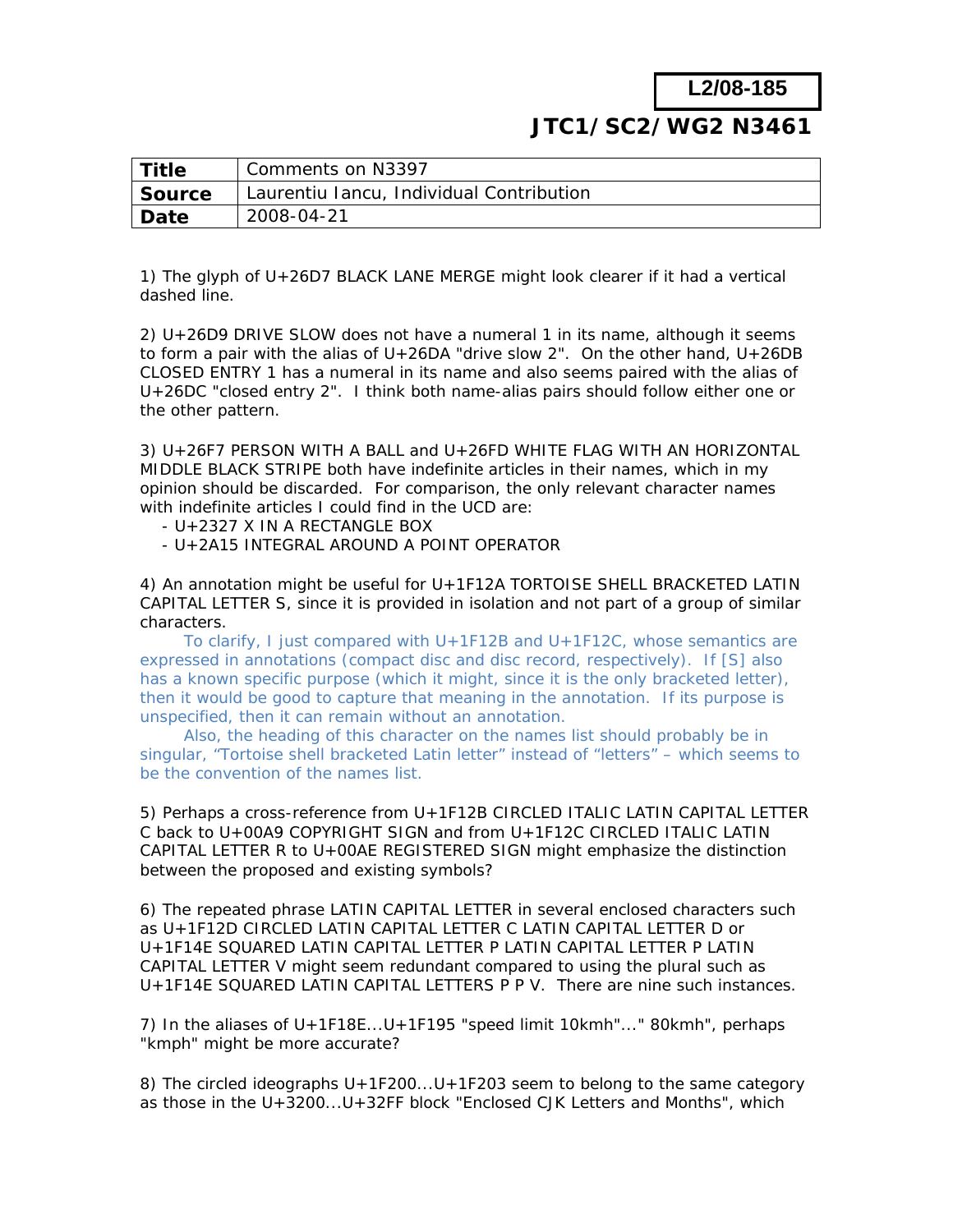**L2/08-185**

**JTC1/SC2/WG2 N3461**

| Title | Comments on N3397 |
|---|---|
| Source | Laurentiu Iancu, Individual Contribution |
| Date | 2008-04-21 |

1) The glyph of U+26D7 BLACK LANE MERGE might look clearer if it had a vertical dashed line.

2) U+26D9 DRIVE SLOW does not have a numeral 1 in its name, although it seems to form a pair with the alias of U+26DA "drive slow 2". On the other hand, U+26DB CLOSED ENTRY 1 has a numeral in its name and also seems paired with the alias of U+26DC "closed entry 2". I think both name-alias pairs should follow either one or the other pattern.

3) U+26F7 PERSON WITH A BALL and U+26FD WHITE FLAG WITH AN HORIZONTAL MIDDLE BLACK STRIPE both have indefinite articles in their names, which in my opinion should be discarded. For comparison, the only relevant character names with indefinite articles I could find in the UCD are:

- U+2327 X IN A RECTANGLE BOX
- U+2A15 INTEGRAL AROUND A POINT OPERATOR

4) An annotation might be useful for U+1F12A TORTOISE SHELL BRACKETED LATIN CAPITAL LETTER S, since it is provided in isolation and not part of a group of similar characters.

To clarify, I just compared with U+1F12B and U+1F12C, whose semantics are expressed in annotations (compact disc and disc record, respectively). If [S] also has a known specific purpose (which it might, since it is the only bracketed letter), then it would be good to capture that meaning in the annotation. If its purpose is unspecified, then it can remain without an annotation.

Also, the heading of this character on the names list should probably be in singular, "Tortoise shell bracketed Latin letter" instead of "letters" – which seems to be the convention of the names list.

5) Perhaps a cross-reference from U+1F12B CIRCLED ITALIC LATIN CAPITAL LETTER C back to U+00A9 COPYRIGHT SIGN and from U+1F12C CIRCLED ITALIC LATIN CAPITAL LETTER R to U+00AE REGISTERED SIGN might emphasize the distinction between the proposed and existing symbols?

6) The repeated phrase LATIN CAPITAL LETTER in several enclosed characters such as U+1F12D CIRCLED LATIN CAPITAL LETTER C LATIN CAPITAL LETTER D or U+1F14E SQUARED LATIN CAPITAL LETTER P LATIN CAPITAL LETTER P LATIN CAPITAL LETTER V might seem redundant compared to using the plural such as U+1F14E SQUARED LATIN CAPITAL LETTERS P P V. There are nine such instances.

7) In the aliases of U+1F18E...U+1F195 "speed limit 10kmh"..." 80kmh", perhaps "kmph" might be more accurate?

8) The circled ideographs U+1F200...U+1F203 seem to belong to the same category as those in the U+3200...U+32FF block "Enclosed CJK Letters and Months", which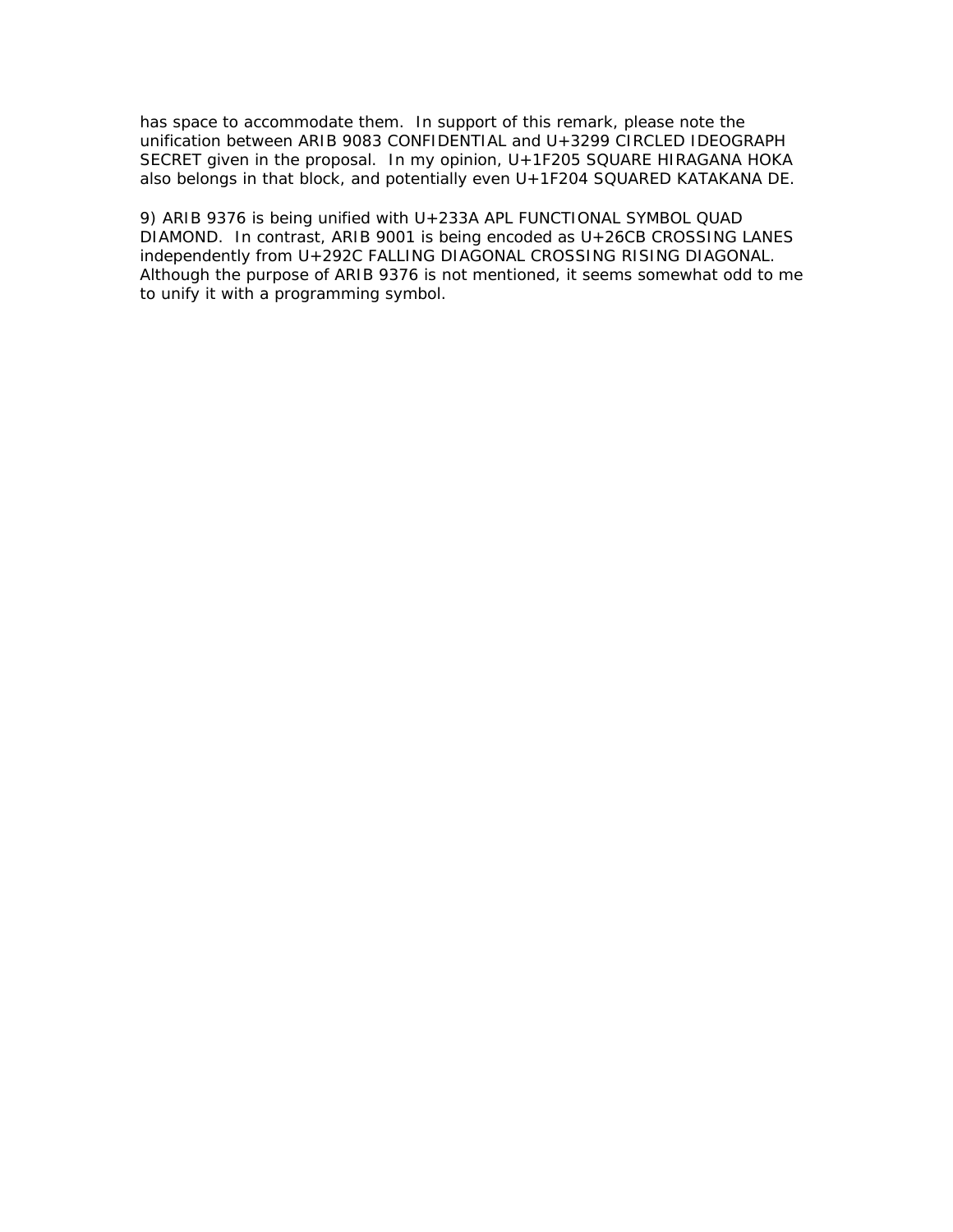has space to accommodate them. In support of this remark, please note the unification between ARIB 9083 CONFIDENTIAL and U+3299 CIRCLED IDEOGRAPH SECRET given in the proposal. In my opinion, U+1F205 SQUARE HIRAGANA HOKA also belongs in that block, and potentially even U+1F204 SQUARED KATAKANA DE.

9) ARIB 9376 is being unified with U+233A APL FUNCTIONAL SYMBOL QUAD DIAMOND. In contrast, ARIB 9001 is being encoded as U+26CB CROSSING LANES independently from U+292C FALLING DIAGONAL CROSSING RISING DIAGONAL. Although the purpose of ARIB 9376 is not mentioned, it seems somewhat odd to me to unify it with a programming symbol.